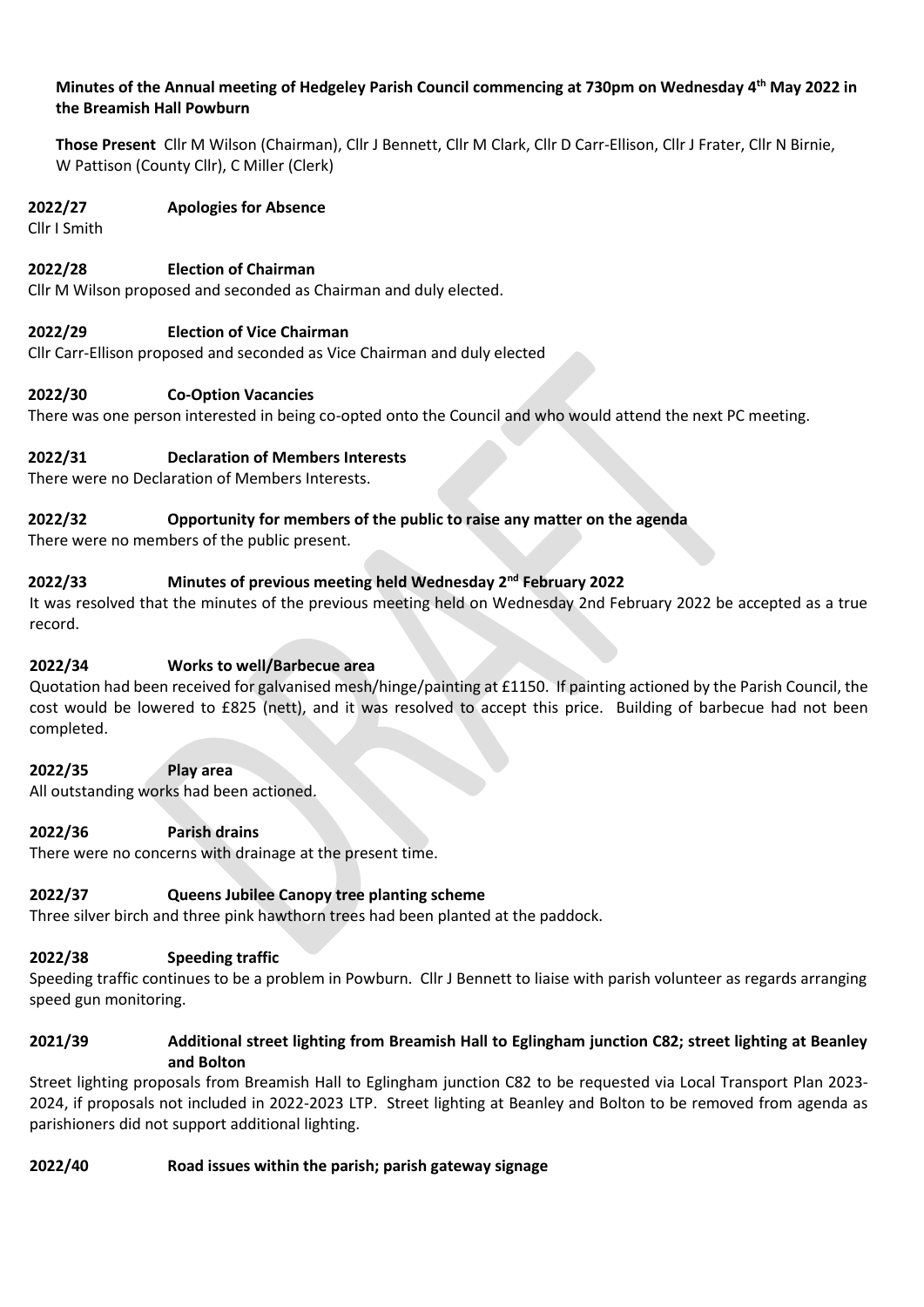**Minutes of the Annual meeting of Hedgeley Parish Council commencing at 730pm on Wednesday 4th May 2022 in the Breamish Hall Powburn**

**Those Present** Cllr M Wilson (Chairman), Cllr J Bennett, Cllr M Clark, Cllr D Carr-Ellison, Cllr J Frater, Cllr N Birnie, W Pattison (County Cllr), C Miller (Clerk)

**2022/27 Apologies for Absence**

Cllr I Smith

**2022/28 Election of Chairman**

Cllr M Wilson proposed and seconded as Chairman and duly elected.

**2022/29 Election of Vice Chairman**

Cllr Carr-Ellison proposed and seconded as Vice Chairman and duly elected

**2022/30 Co-Option Vacancies**

There was one person interested in being co-opted onto the Council and who would attend the next PC meeting.

**2022/31 Declaration of Members Interests**

There were no Declaration of Members Interests.

**2022/32 Opportunity for members of the public to raise any matter on the agenda**

There were no members of the public present.

**2022/33 Minutes of previous meeting held Wednesday 2nd February 2022**

It was resolved that the minutes of the previous meeting held on Wednesday 2nd February 2022 be accepted as a true record.

**2022/34 Works to well/Barbecue area**

Quotation had been received for galvanised mesh/hinge/painting at £1150. If painting actioned by the Parish Council, the cost would be lowered to £825 (nett), and it was resolved to accept this price. Building of barbecue had not been completed.

**2022/35 Play area**

All outstanding works had been actioned.

**2022/36 Parish drains**

There were no concerns with drainage at the present time.

**2022/37 Queens Jubilee Canopy tree planting scheme**

Three silver birch and three pink hawthorn trees had been planted at the paddock.

**2022/38 Speeding traffic**

Speeding traffic continues to be a problem in Powburn. Cllr J Bennett to liaise with parish volunteer as regards arranging speed gun monitoring.

**2021/39 Additional street lighting from Breamish Hall to Eglingham junction C82; street lighting at Beanley and Bolton**

Street lighting proposals from Breamish Hall to Eglingham junction C82 to be requested via Local Transport Plan 2023-2024, if proposals not included in 2022-2023 LTP. Street lighting at Beanley and Bolton to be removed from agenda as parishioners did not support additional lighting.

**2022/40 Road issues within the parish; parish gateway signage**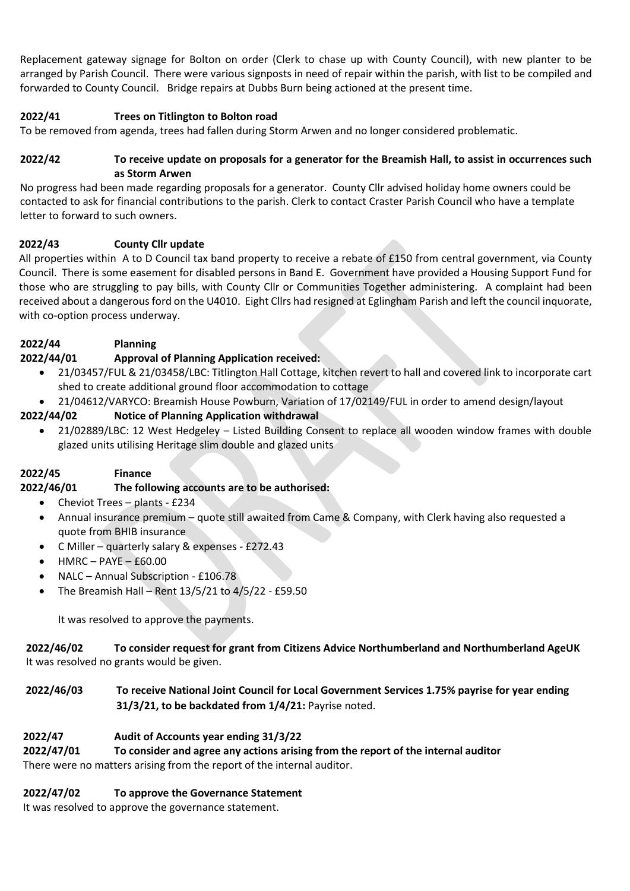Replacement gateway signage for Bolton on order (Clerk to chase up with County Council), with new planter to be arranged by Parish Council. There were various signposts in need of repair within the parish, with list to be compiled and forwarded to County Council. Bridge repairs at Dubbs Burn being actioned at the present time.

**2022/41 Trees on Titlington to Bolton road**

To be removed from agenda, trees had fallen during Storm Arwen and no longer considered problematic.

**2022/42 To receive update on proposals for a generator for the Breamish Hall, to assist in occurrences such as Storm Arwen**

No progress had been made regarding proposals for a generator. County Cllr advised holiday home owners could be contacted to ask for financial contributions to the parish. Clerk to contact Craster Parish Council who have a template letter to forward to such owners.

**2022/43 County Cllr update**

All properties within A to D Council tax band property to receive a rebate of £150 from central government, via County Council. There is some easement for disabled persons in Band E. Government have provided a Housing Support Fund for those who are struggling to pay bills, with County Cllr or Communities Together administering. A complaint had been received about a dangerous ford on the U4010. Eight Cllrs had resigned at Eglingham Parish and left the council inquorate, with co-option process underway.

**2022/44 Planning**

**2022/44/01 Approval of Planning Application received:**

- 21/03457/FUL & 21/03458/LBC: Titlington Hall Cottage, kitchen revert to hall and covered link to incorporate cart shed to create additional ground floor accommodation to cottage
- 21/04612/VARYCO: Breamish House Powburn, Variation of 17/02149/FUL in order to amend design/layout

**2022/44/02 Notice of Planning Application withdrawal**

- 21/02889/LBC: 12 West Hedgeley – Listed Building Consent to replace all wooden window frames with double glazed units utilising Heritage slim double and glazed units

**2022/45 Finance**

**2022/46/01 The following accounts are to be authorised:**

- Cheviot Trees – plants - £234
- Annual insurance premium – quote still awaited from Came & Company, with Clerk having also requested a quote from BHIB insurance
- C Miller – quarterly salary & expenses - £272.43
- HMRC – PAYE – £60.00
- NALC – Annual Subscription - £106.78
- The Breamish Hall – Rent 13/5/21 to 4/5/22 - £59.50

It was resolved to approve the payments.

**2022/46/02 To consider request for grant from Citizens Advice Northumberland and Northumberland AgeUK**

It was resolved no grants would be given.

**2022/46/03 To receive National Joint Council for Local Government Services 1.75% payrise for year ending 31/3/21, to be backdated from 1/4/21:** Payrise noted.

**2022/47 Audit of Accounts year ending 31/3/22**

**2022/47/01 To consider and agree any actions arising from the report of the internal auditor**

There were no matters arising from the report of the internal auditor.

**2022/47/02 To approve the Governance Statement**

It was resolved to approve the governance statement.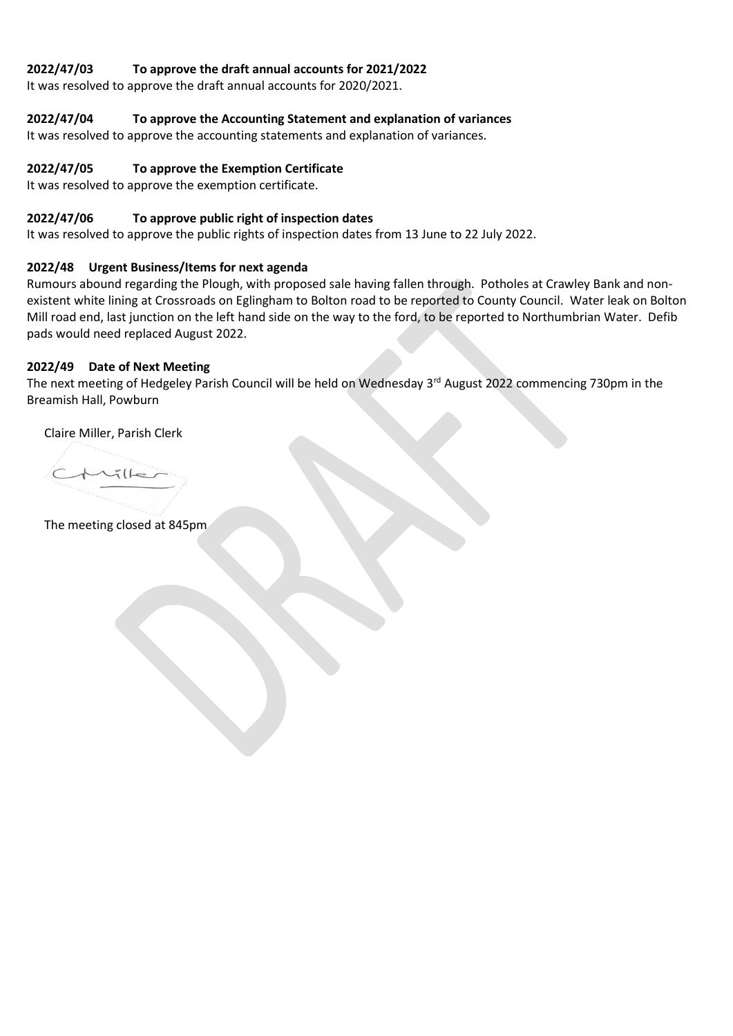### 2022/47/03 To approve the draft annual accounts for 2021/2022

It was resolved to approve the draft annual accounts for 2020/2021.

### 2022/47/04 To approve the Accounting Statement and explanation of variances

It was resolved to approve the accounting statements and explanation of variances.

### 2022/47/05 To approve the Exemption Certificate

It was resolved to approve the exemption certificate.

### 2022/47/06 To approve public right of inspection dates

It was resolved to approve the public rights of inspection dates from 13 June to 22 July 2022.

### 2022/48 Urgent Business/Items for next agenda

Rumours abound regarding the Plough, with proposed sale having fallen through. Potholes at Crawley Bank and non-existent white lining at Crossroads on Eglingham to Bolton road to be reported to County Council. Water leak on Bolton Mill road end, last junction on the left hand side on the way to the ford, to be reported to Northumbrian Water. Defib pads would need replaced August 2022.

### 2022/49 Date of Next Meeting

The next meeting of Hedgeley Parish Council will be held on Wednesday 3rd August 2022 commencing 730pm in the Breamish Hall, Powburn

Claire Miller, Parish Clerk

C Miller

The meeting closed at 845pm

DRAFT